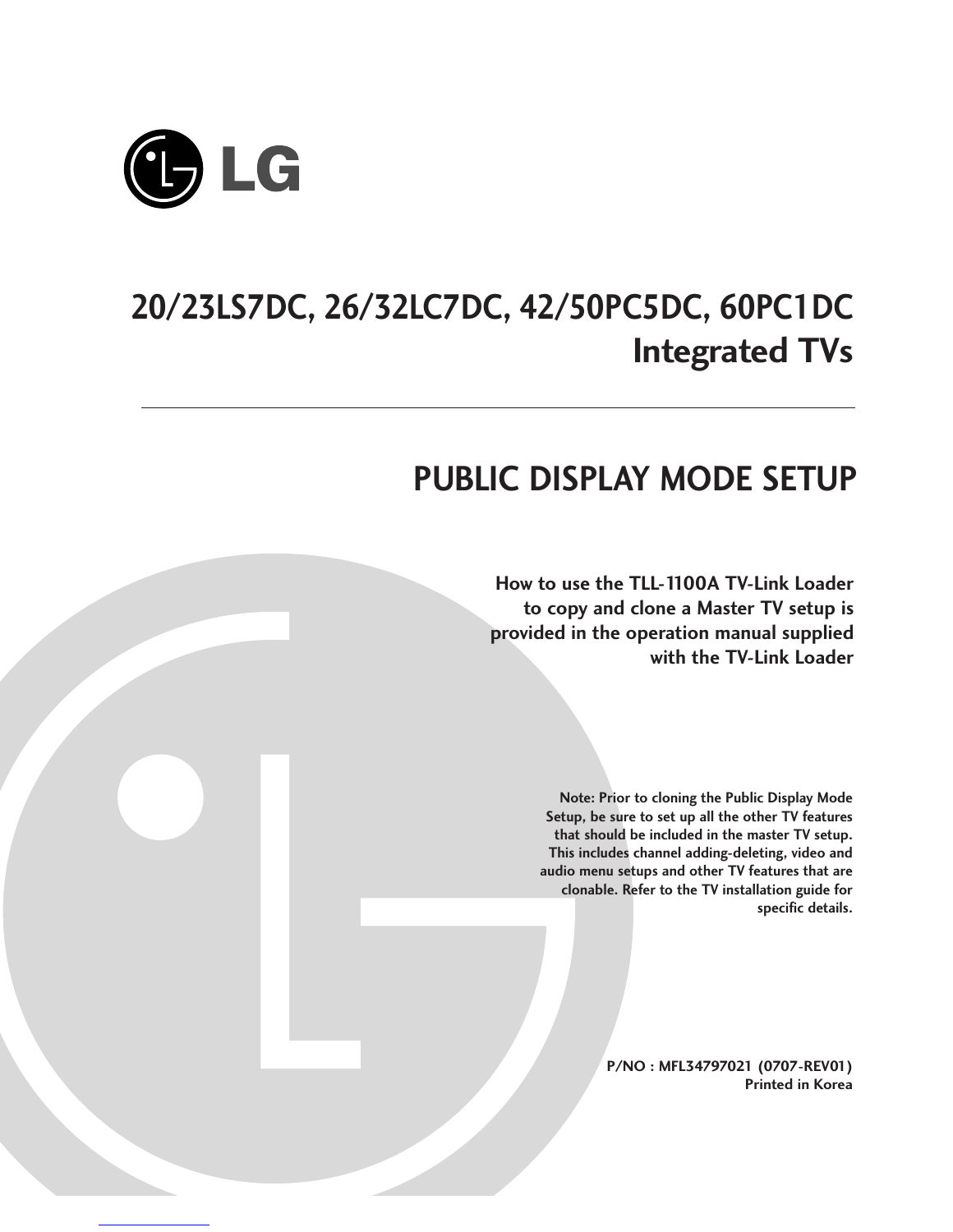LG

# 20/23LS7DC, 26/32LC7DC, 42/50PC5DC, 60PC1DC Integrated TVs

## PUBLIC DISPLAY MODE SETUP

**How to use the TLL-1100A TV-Link Loader to copy and clone a Master TV setup is provided in the operation manual supplied with the TV-Link Loader**

**Note: Prior to cloning the Public Display Mode Setup, be sure to set up all the other TV features that should be included in the master TV setup. This includes channel adding-deleting, video and audio menu setups and other TV features that are clonable. Refer to the TV installation guide for specific details.**

**P/NO : MFL34797021 (0707-REV01)**
**Printed in Korea**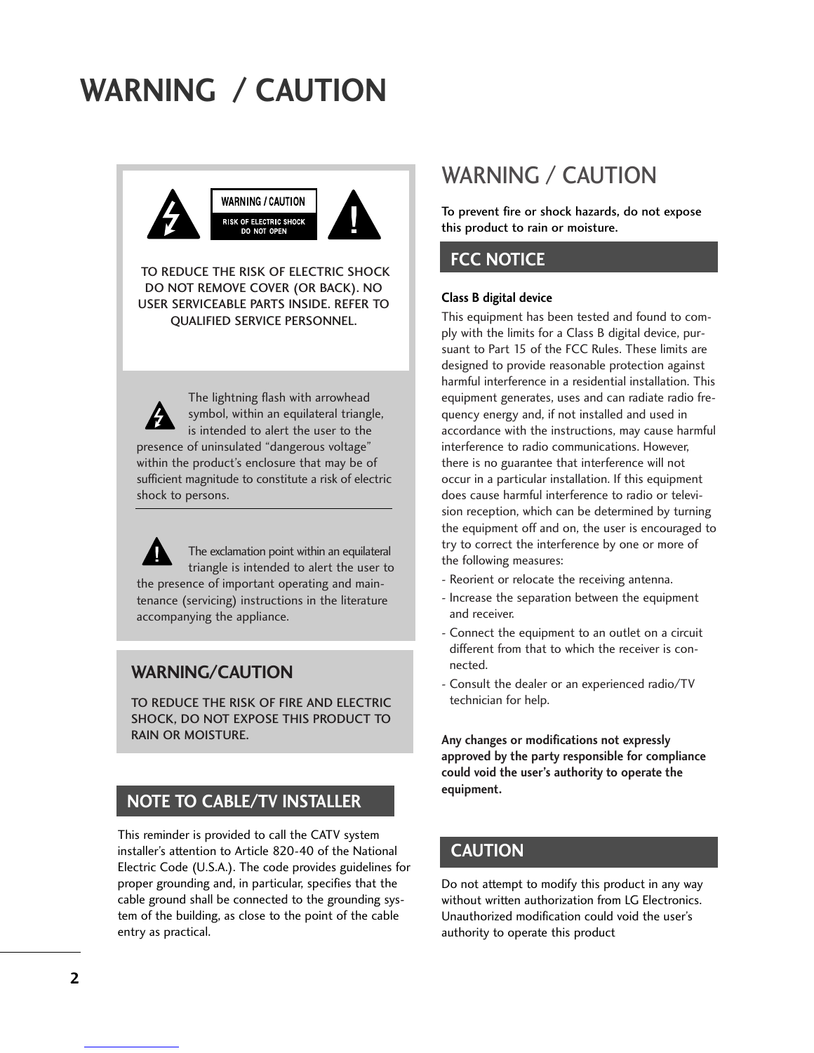# WARNING / CAUTION

WARNING / CAUTION

RISK OF ELECTRIC SHOCK
DO NOT OPEN

TO REDUCE THE RISK OF ELECTRIC SHOCK DO NOT REMOVE COVER (OR BACK). NO USER SERVICEABLE PARTS INSIDE. REFER TO QUALIFIED SERVICE PERSONNEL.

The lightning flash with arrowhead symbol, within an equilateral triangle, is intended to alert the user to the presence of uninsulated “dangerous voltage” within the product’s enclosure that may be of sufficient magnitude to constitute a risk of electric shock to persons.

The exclamation point within an equilateral triangle is intended to alert the user to the presence of important operating and maintenance (servicing) instructions in the literature accompanying the appliance.

## WARNING/CAUTION

TO REDUCE THE RISK OF FIRE AND ELECTRIC SHOCK, DO NOT EXPOSE THIS PRODUCT TO RAIN OR MOISTURE.

## NOTE TO CABLE/TV INSTALLER

This reminder is provided to call the CATV system installer’s attention to Article 820-40 of the National Electric Code (U.S.A.). The code provides guidelines for proper grounding and, in particular, specifies that the cable ground shall be connected to the grounding system of the building, as close to the point of the cable entry as practical.

## WARNING / CAUTION

**To prevent fire or shock hazards, do not expose this product to rain or moisture.**

## FCC NOTICE

**Class B digital device**

This equipment has been tested and found to comply with the limits for a Class B digital device, pursuant to Part 15 of the FCC Rules. These limits are designed to provide reasonable protection against harmful interference in a residential installation. This equipment generates, uses and can radiate radio frequency energy and, if not installed and used in accordance with the instructions, may cause harmful interference to radio communications. However, there is no guarantee that interference will not occur in a particular installation. If this equipment does cause harmful interference to radio or television reception, which can be determined by turning the equipment off and on, the user is encouraged to try to correct the interference by one or more of the following measures:

- Reorient or relocate the receiving antenna.
- Increase the separation between the equipment and receiver.
- Connect the equipment to an outlet on a circuit different from that to which the receiver is connected.
- Consult the dealer or an experienced radio/TV technician for help.

**Any changes or modifications not expressly approved by the party responsible for compliance could void the user’s authority to operate the equipment.**

## CAUTION

Do not attempt to modify this product in any way without written authorization from LG Electronics. Unauthorized modification could void the user’s authority to operate this product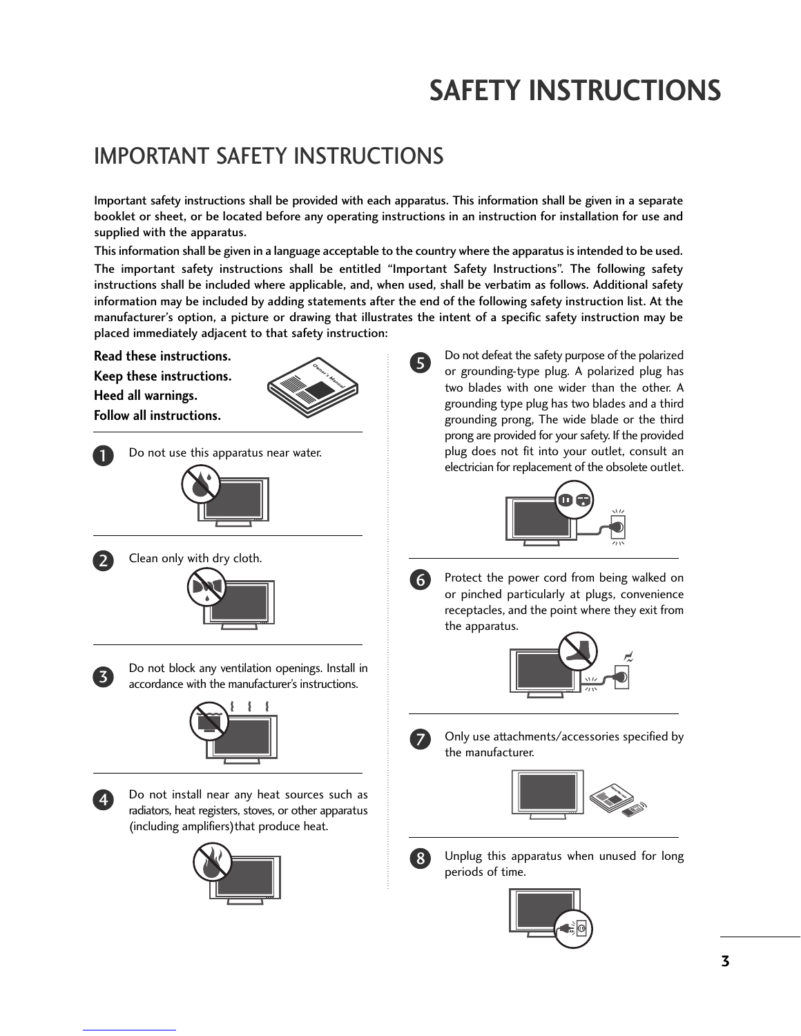# SAFETY INSTRUCTIONS

## IMPORTANT SAFETY INSTRUCTIONS

**Important safety instructions shall be provided with each apparatus. This information shall be given in a separate booklet or sheet, or be located before any operating instructions in an instruction for installation for use and supplied with the apparatus.**

**This information shall be given in a language acceptable to the country where the apparatus is intended to be used.**

**The important safety instructions shall be entitled "Important Safety Instructions". The following safety instructions shall be included where applicable, and, when used, shall be verbatim as follows. Additional safety information may be included by adding statements after the end of the following safety instruction list. At the manufacturer's option, a picture or drawing that illustrates the intent of a specific safety instruction may be placed immediately adjacent to that safety instruction:**

**Read these instructions.**
**Keep these instructions.**
**Heed all warnings.**
**Follow all instructions.**

1. Do not use this apparatus near water.

2. Clean only with dry cloth.

3. Do not block any ventilation openings. Install in accordance with the manufacturer's instructions.

4. Do not install near any heat sources such as radiators, heat registers, stoves, or other apparatus (including amplifiers)that produce heat.

5. Do not defeat the safety purpose of the polarized or grounding-type plug. A polarized plug has two blades with one wider than the other. A grounding type plug has two blades and a third grounding prong, The wide blade or the third prong are provided for your safety. If the provided plug does not fit into your outlet, consult an electrician for replacement of the obsolete outlet.

6. Protect the power cord from being walked on or pinched particularly at plugs, convenience receptacles, and the point where they exit from the apparatus.

7. Only use attachments/accessories specified by the manufacturer.

8. Unplug this apparatus when unused for long periods of time.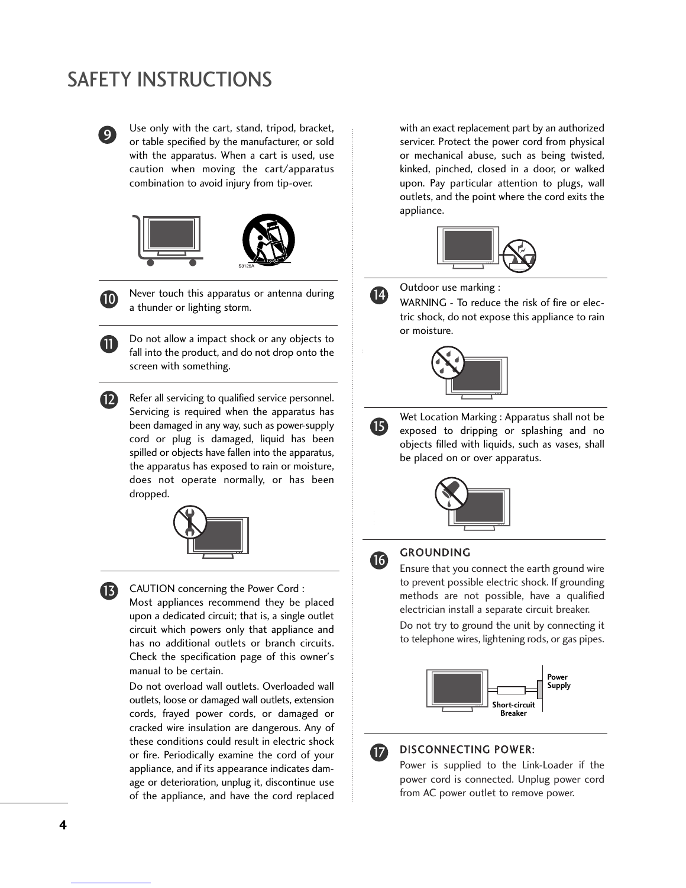# SAFETY INSTRUCTIONS

9. Use only with the cart, stand, tripod, bracket, or table specified by the manufacturer, or sold with the apparatus. When a cart is used, use caution when moving the cart/apparatus combination to avoid injury from tip-over.

S3125A

10. Never touch this apparatus or antenna during a thunder or lighting storm.

11. Do not allow a impact shock or any objects to fall into the product, and do not drop onto the screen with something.

12. Refer all servicing to qualified service personnel. Servicing is required when the apparatus has been damaged in any way, such as power-supply cord or plug is damaged, liquid has been spilled or objects have fallen into the apparatus, the apparatus has exposed to rain or moisture, does not operate normally, or has been dropped.

13. CAUTION concerning the Power Cord :
Most appliances recommend they be placed upon a dedicated circuit; that is, a single outlet circuit which powers only that appliance and has no additional outlets or branch circuits. Check the specification page of this owner's manual to be certain.

    Do not overload wall outlets. Overloaded wall outlets, loose or damaged wall outlets, extension cords, frayed power cords, or damaged or cracked wire insulation are dangerous. Any of these conditions could result in electric shock or fire. Periodically examine the cord of your appliance, and if its appearance indicates damage or deterioration, unplug it, discontinue use of the appliance, and have the cord replaced with an exact replacement part by an authorized servicer. Protect the power cord from physical or mechanical abuse, such as being twisted, kinked, pinched, closed in a door, or walked upon. Pay particular attention to plugs, wall outlets, and the point where the cord exits the appliance.

14. Outdoor use marking :
WARNING - To reduce the risk of fire or electric shock, do not expose this appliance to rain or moisture.

15. Wet Location Marking : Apparatus shall not be exposed to dripping or splashing and no objects filled with liquids, such as vases, shall be placed on or over apparatus.

16. **GROUNDING**
Ensure that you connect the earth ground wire to prevent possible electric shock. If grounding methods are not possible, have a qualified electrician install a separate circuit breaker.

    Do not try to ground the unit by connecting it to telephone wires, lightening rods, or gas pipes.

    Power Supply
    Short-circuit Breaker

17. **DISCONNECTING POWER:**
Power is supplied to the Link-Loader if the power cord is connected. Unplug power cord from AC power outlet to remove power.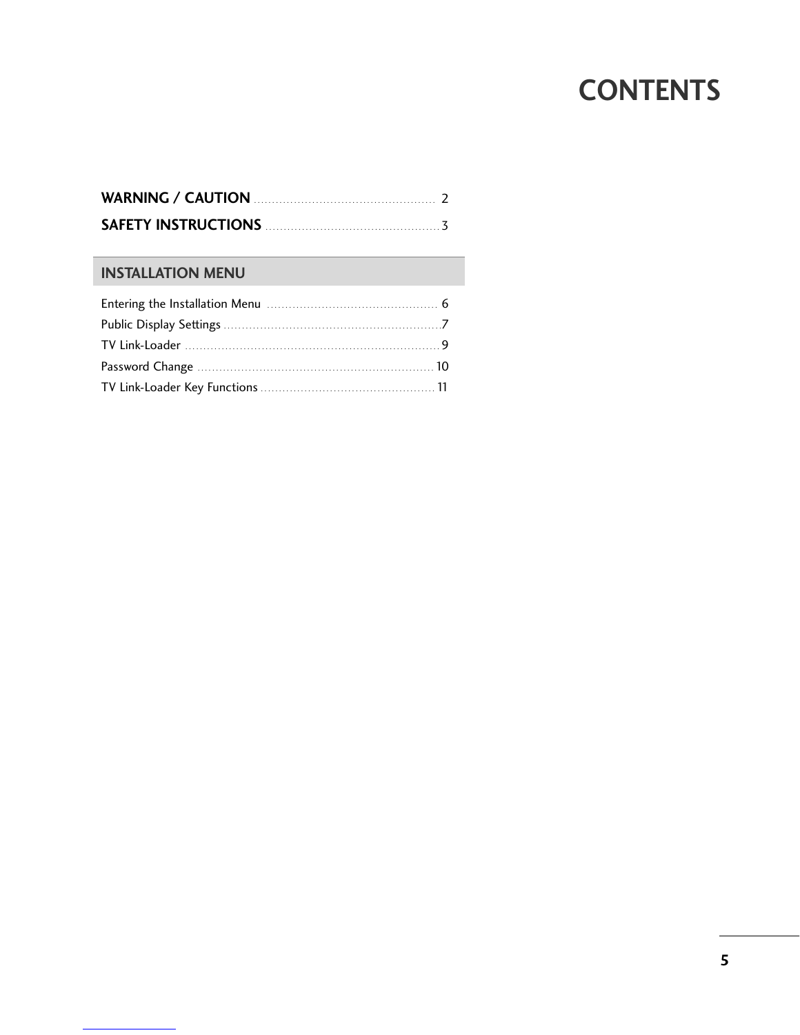# CONTENTS

**WARNING / CAUTION** ................................................ 2

**SAFETY INSTRUCTIONS** ................................................ 3

## INSTALLATION MENU

Entering the Installation Menu ................................................ 6

Public Display Settings ................................................ 7

TV Link-Loader ................................................ 9

Password Change ................................................ 10

TV Link-Loader Key Functions ................................................ 11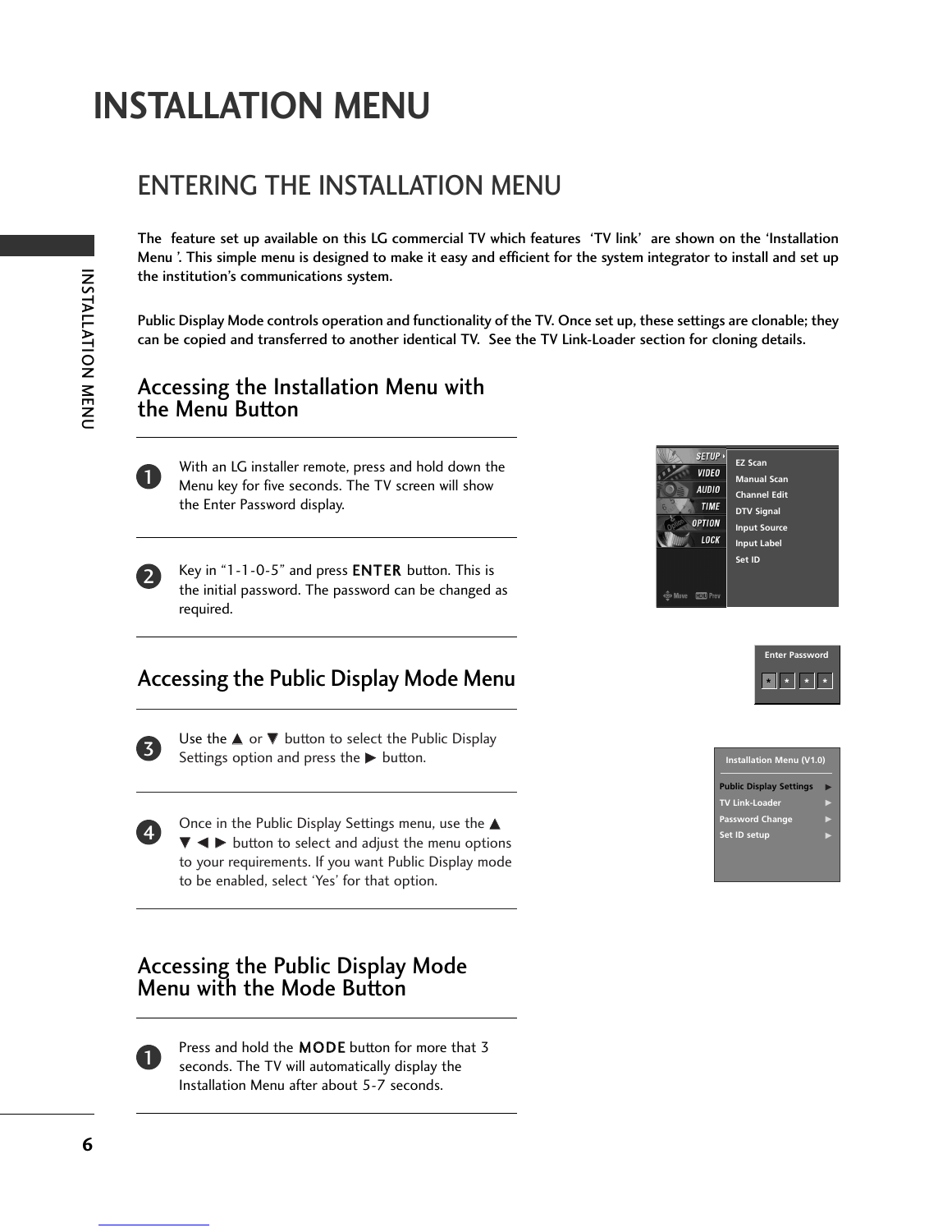# INSTALLATION MENU

## ENTERING THE INSTALLATION MENU

The feature set up available on this LG commercial TV which features 'TV link' are shown on the 'Installation Menu '. This simple menu is designed to make it easy and efficient for the system integrator to install and set up the institution's communications system.

Public Display Mode controls operation and functionality of the TV. Once set up, these settings are clonable; they can be copied and transferred to another identical TV. See the TV Link-Loader section for cloning details.

### Accessing the Installation Menu with the Menu Button

1. With an LG installer remote, press and hold down the Menu key for five seconds. The TV screen will show the Enter Password display.

2. Key in "1-1-0-5" and press **ENTER** button. This is the initial password. The password can be changed as required.

### Accessing the Public Display Mode Menu

3. Use the ▲ or ▼ button to select the Public Display Settings option and press the ▶ button.

4. Once in the Public Display Settings menu, use the ▲ ▼ ◀ ▶ button to select and adjust the menu options to your requirements. If you want Public Display mode to be enabled, select 'Yes' for that option.

### Accessing the Public Display Mode Menu with the Mode Button

1. Press and hold the **MODE** button for more that 3 seconds. The TV will automatically display the Installation Menu after about 5-7 seconds.

SETUP / VIDEO / AUDIO / TIME / OPTION / LOCK

EZ Scan
Manual Scan
Channel Edit
DTV Signal
Input Source
Input Label
Set ID

Enter Password

Installation Menu (V1.0)

Public Display Settings ▶
TV Link-Loader ▶
Password Change ▶
Set ID setup ▶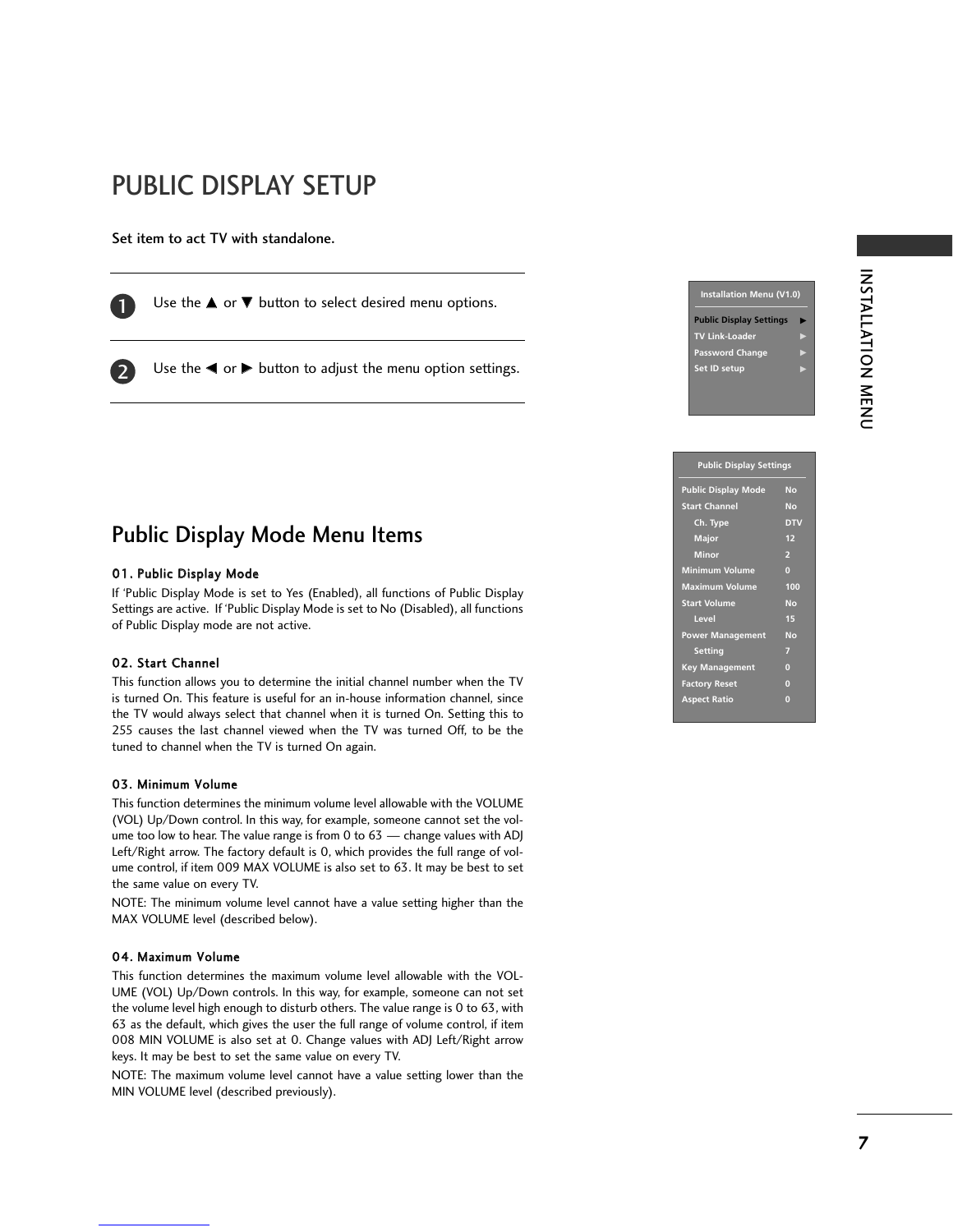# PUBLIC DISPLAY SETUP

**Set item to act TV with standalone.**

1. Use the ▲ or ▼ button to select desired menu options.
2. Use the ◄ or ► button to adjust the menu option settings.

| Installation Menu (V1.0) | |
|---|---|
| Public Display Settings | ► |
| TV Link-Loader | ► |
| Password Change | ► |
| Set ID setup | ► |

| Public Display Settings | |
|---|---|
| Public Display Mode | No |
| Start Channel | No |
| Ch. Type | DTV |
| Major | 12 |
| Minor | 2 |
| Minimum Volume | 0 |
| Maximum Volume | 100 |
| Start Volume | No |
| Level | 15 |
| Power Management | No |
| Setting | 7 |
| Key Management | 0 |
| Factory Reset | 0 |
| Aspect Ratio | 0 |

## Public Display Mode Menu Items

### 01. Public Display Mode

If 'Public Display Mode is set to Yes (Enabled), all functions of Public Display Settings are active. If 'Public Display Mode is set to No (Disabled), all functions of Public Display mode are not active.

### 02. Start Channel

This function allows you to determine the initial channel number when the TV is turned On. This feature is useful for an in-house information channel, since the TV would always select that channel when it is turned On. Setting this to 255 causes the last channel viewed when the TV was turned Off, to be the tuned to channel when the TV is turned On again.

### 03. Minimum Volume

This function determines the minimum volume level allowable with the VOLUME (VOL) Up/Down control. In this way, for example, someone cannot set the volume too low to hear. The value range is from 0 to 63 — change values with ADJ Left/Right arrow. The factory default is 0, which provides the full range of volume control, if item 009 MAX VOLUME is also set to 63. It may be best to set the same value on every TV.

NOTE: The minimum volume level cannot have a value setting higher than the MAX VOLUME level (described below).

### 04. Maximum Volume

This function determines the maximum volume level allowable with the VOLUME (VOL) Up/Down controls. In this way, for example, someone can not set the volume level high enough to disturb others. The value range is 0 to 63, with 63 as the default, which gives the user the full range of volume control, if item 008 MIN VOLUME is also set at 0. Change values with ADJ Left/Right arrow keys. It may be best to set the same value on every TV.

NOTE: The maximum volume level cannot have a value setting lower than the MIN VOLUME level (described previously).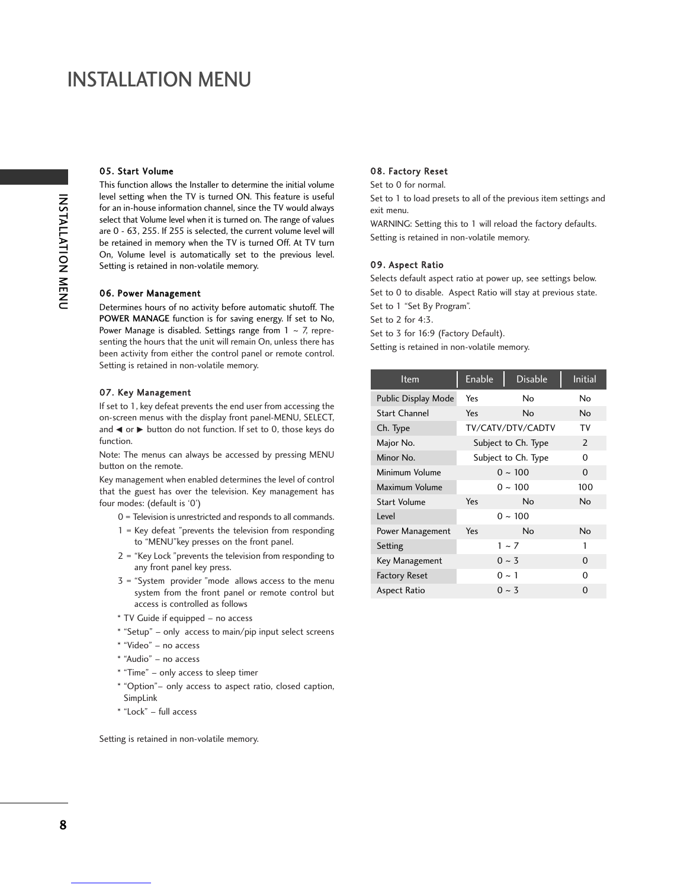# INSTALLATION MENU

### 05. Start Volume

This function allows the Installer to determine the initial volume level setting when the TV is turned ON. This feature is useful for an in-house information channel, since the TV would always select that Volume level when it is turned on. The range of values are 0 - 63, 255. If 255 is selected, the current volume level will be retained in memory when the TV is turned Off. At TV turn On, Volume level is automatically set to the previous level. Setting is retained in non-volatile memory.

### 06. Power Management

Determines hours of no activity before automatic shutoff. The **POWER MANAGE** function is for saving energy. If set to No, Power Manage is disabled. Settings range from 1 ~ 7, representing the hours that the unit will remain On, unless there has been activity from either the control panel or remote control. Setting is retained in non-volatile memory.

### 07. Key Management

If set to 1, key defeat prevents the end user from accessing the on-screen menus with the display front panel-MENU, SELECT, and ◄ or ► button do not function. If set to 0, those keys do function.

Note: The menus can always be accessed by pressing MENU button on the remote.

Key management when enabled determines the level of control that the guest has over the television. Key management has four modes: (default is '0')

- 0 = Television is unrestricted and responds to all commands.
- 1 = Key defeat "prevents the television from responding to "MENU"key presses on the front panel.
- 2 = "Key Lock "prevents the television from responding to any front panel key press.
- 3 = "System provider "mode allows access to the menu system from the front panel or remote control but access is controlled as follows
  - * TV Guide if equipped – no access
  - * "Setup" – only access to main/pip input select screens
  - * "Video" – no access
  - * "Audio" – no access
  - * "Time" – only access to sleep timer
  - * "Option"– only access to aspect ratio, closed caption, SimpLink
  - * "Lock" – full access

Setting is retained in non-volatile memory.

### 08. Factory Reset

Set to 0 for normal.

Set to 1 to load presets to all of the previous item settings and exit menu.

WARNING: Setting this to 1 will reload the factory defaults.

Setting is retained in non-volatile memory.

### 09. Aspect Ratio

Selects default aspect ratio at power up, see settings below.

Set to 0 to disable. Aspect Ratio will stay at previous state.

Set to 1 "Set By Program".

Set to 2 for 4:3.

Set to 3 for 16:9 (Factory Default).

Setting is retained in non-volatile memory.

| Item | Enable | Disable | Initial |
|---|---|---|---|
| Public Display Mode | Yes | No | No |
| Start Channel | Yes | No | No |
| Ch. Type | TV/CATV/DTV/CADTV | | TV |
| Major No. | Subject to Ch. Type | | 2 |
| Minor No. | Subject to Ch. Type | | 0 |
| Minimum Volume | 0 ~ 100 | | 0 |
| Maximum Volume | 0 ~ 100 | | 100 |
| Start Volume | Yes | No | No |
| Level | 0 ~ 100 | | |
| Power Management | Yes | No | No |
| Setting | 1 ~ 7 | | 1 |
| Key Management | 0 ~ 3 | | 0 |
| Factory Reset | 0 ~ 1 | | 0 |
| Aspect Ratio | 0 ~ 3 | | 0 |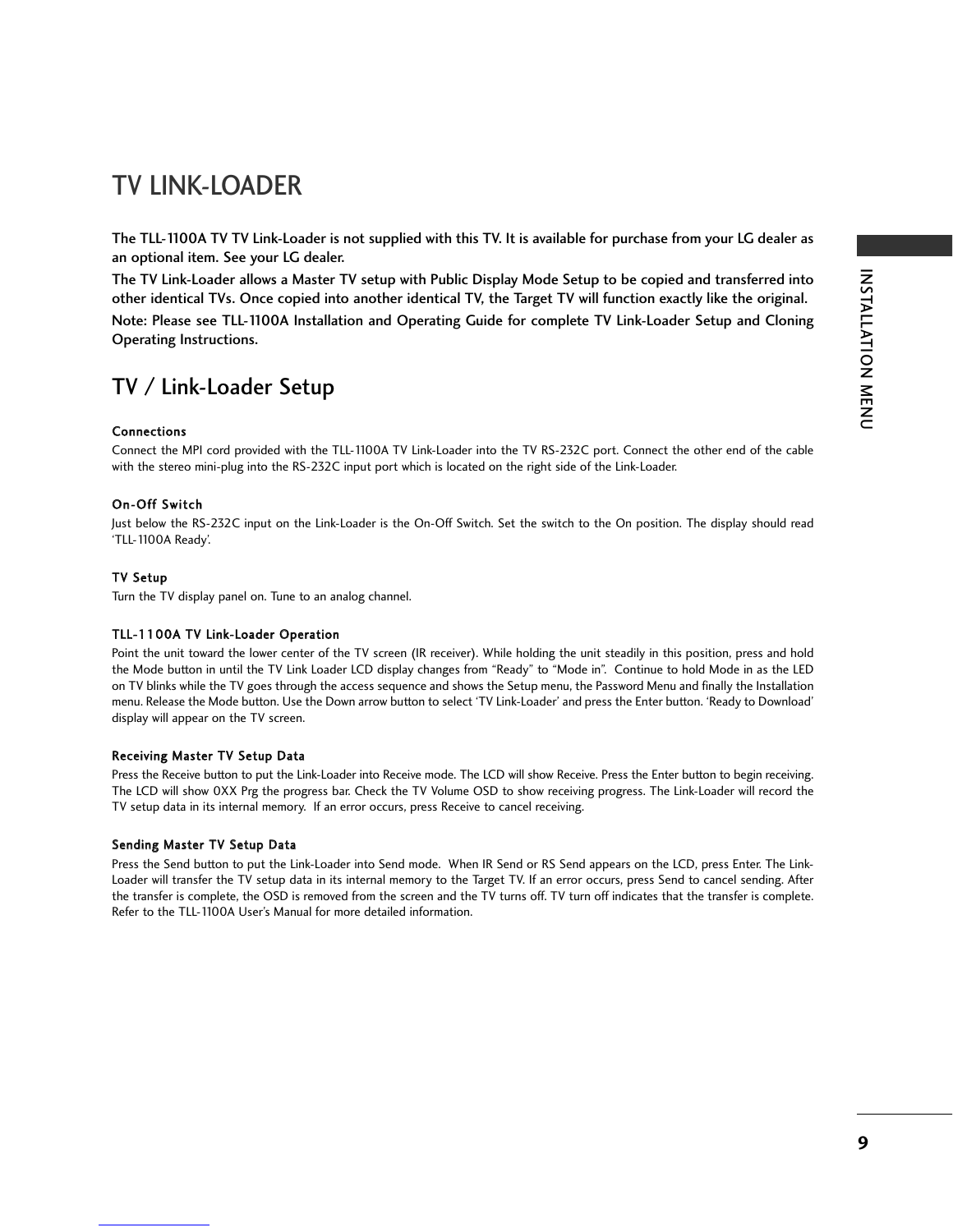# TV LINK-LOADER

**The TLL-1100A TV TV Link-Loader is not supplied with this TV. It is available for purchase from your LG dealer as an optional item. See your LG dealer.**

**The TV Link-Loader allows a Master TV setup with Public Display Mode Setup to be copied and transferred into other identical TVs. Once copied into another identical TV, the Target TV will function exactly like the original.**

**Note: Please see TLL-1100A Installation and Operating Guide for complete TV Link-Loader Setup and Cloning Operating Instructions.**

## TV / Link-Loader Setup

### Connections

Connect the MPI cord provided with the TLL-1100A TV Link-Loader into the TV RS-232C port. Connect the other end of the cable with the stereo mini-plug into the RS-232C input port which is located on the right side of the Link-Loader.

### On-Off Switch

Just below the RS-232C input on the Link-Loader is the On-Off Switch. Set the switch to the On position. The display should read 'TLL-1100A Ready'.

### TV Setup

Turn the TV display panel on. Tune to an analog channel.

### TLL-1100A TV Link-Loader Operation

Point the unit toward the lower center of the TV screen (IR receiver). While holding the unit steadily in this position, press and hold the Mode button in until the TV Link Loader LCD display changes from "Ready" to "Mode in". Continue to hold Mode in as the LED on TV blinks while the TV goes through the access sequence and shows the Setup menu, the Password Menu and finally the Installation menu. Release the Mode button. Use the Down arrow button to select 'TV Link-Loader' and press the Enter button. 'Ready to Download' display will appear on the TV screen.

### Receiving Master TV Setup Data

Press the Receive button to put the Link-Loader into Receive mode. The LCD will show Receive. Press the Enter button to begin receiving. The LCD will show 0XX Prg the progress bar. Check the TV Volume OSD to show receiving progress. The Link-Loader will record the TV setup data in its internal memory. If an error occurs, press Receive to cancel receiving.

### Sending Master TV Setup Data

Press the Send button to put the Link-Loader into Send mode. When IR Send or RS Send appears on the LCD, press Enter. The Link-Loader will transfer the TV setup data in its internal memory to the Target TV. If an error occurs, press Send to cancel sending. After the transfer is complete, the OSD is removed from the screen and the TV turns off. TV turn off indicates that the transfer is complete. Refer to the TLL-1100A User's Manual for more detailed information.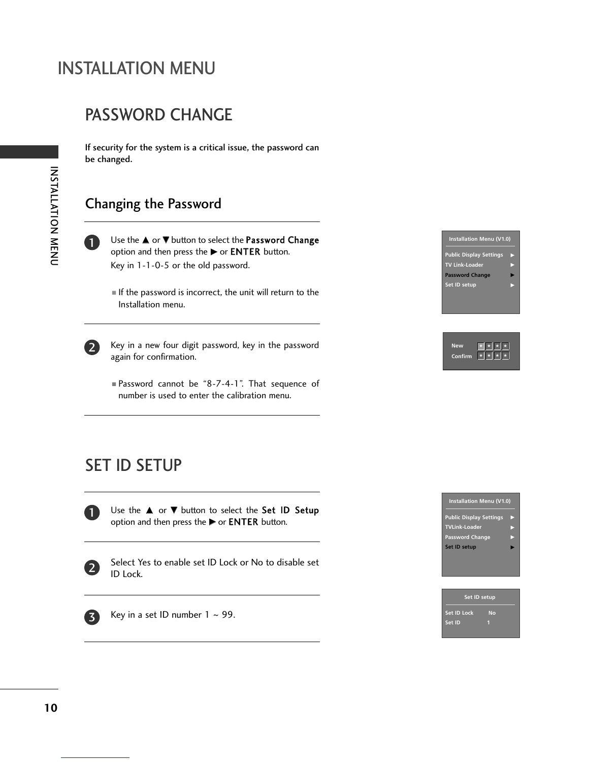# INSTALLATION MENU

## PASSWORD CHANGE

**If security for the system is a critical issue, the password can be changed.**

### Changing the Password

1. Use the ▲ or ▼ button to select the **Password Change** option and then press the ▶ or **ENTER** button.
   Key in 1-1-0-5 or the old password.
   - If the password is incorrect, the unit will return to the Installation menu.

2. Key in a new four digit password, key in the password again for confirmation.
   - Password cannot be "8-7-4-1". That sequence of number is used to enter the calibration menu.

Installation Menu (V1.0)

Public Display Settings ▶
TV Link-Loader ▶
Password Change ▶
Set ID setup ▶

New * * * *
Confirm * * * *

## SET ID SETUP

1. Use the ▲ or ▼ button to select the **Set ID Setup** option and then press the ▶ or **ENTER** button.

2. Select Yes to enable set ID Lock or No to disable set ID Lock.

3. Key in a set ID number 1 ~ 99.

Installation Menu (V1.0)

Public Display Settings ▶
TVLink-Loader ▶
Password Change ▶
Set ID setup ▶

Set ID setup

Set ID Lock No
Set ID 1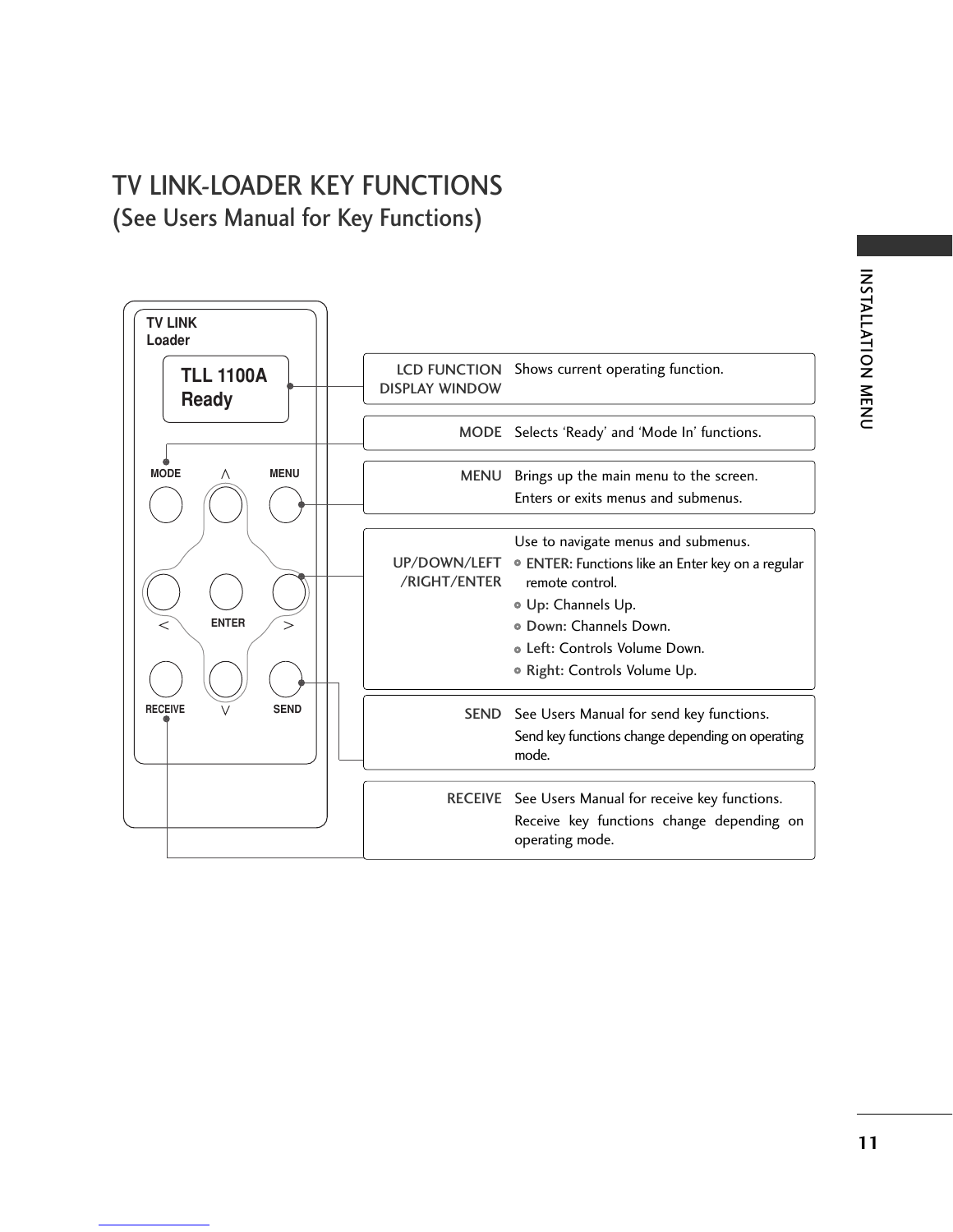# TV LINK-LOADER KEY FUNCTIONS
## (See Users Manual for Key Functions)

TV LINK
Loader

TLL 1100A
Ready

MODE ∧ MENU
ENTER
< >
RECEIVE ∨ SEND

| Key | Function |
| --- | --- |
| LCD FUNCTION DISPLAY WINDOW | Shows current operating function. |
| MODE | Selects 'Ready' and 'Mode In' functions. |
| MENU | Brings up the main menu to the screen.<br>Enters or exits menus and submenus. |
| UP/DOWN/LEFT /RIGHT/ENTER | Use to navigate menus and submenus.<br>• ENTER: Functions like an Enter key on a regular remote control.<br>• Up: Channels Up.<br>• Down: Channels Down.<br>• Left: Controls Volume Down.<br>• Right: Controls Volume Up. |
| SEND | See Users Manual for send key functions.<br>Send key functions change depending on operating mode. |
| RECEIVE | See Users Manual for receive key functions.<br>Receive key functions change depending on operating mode. |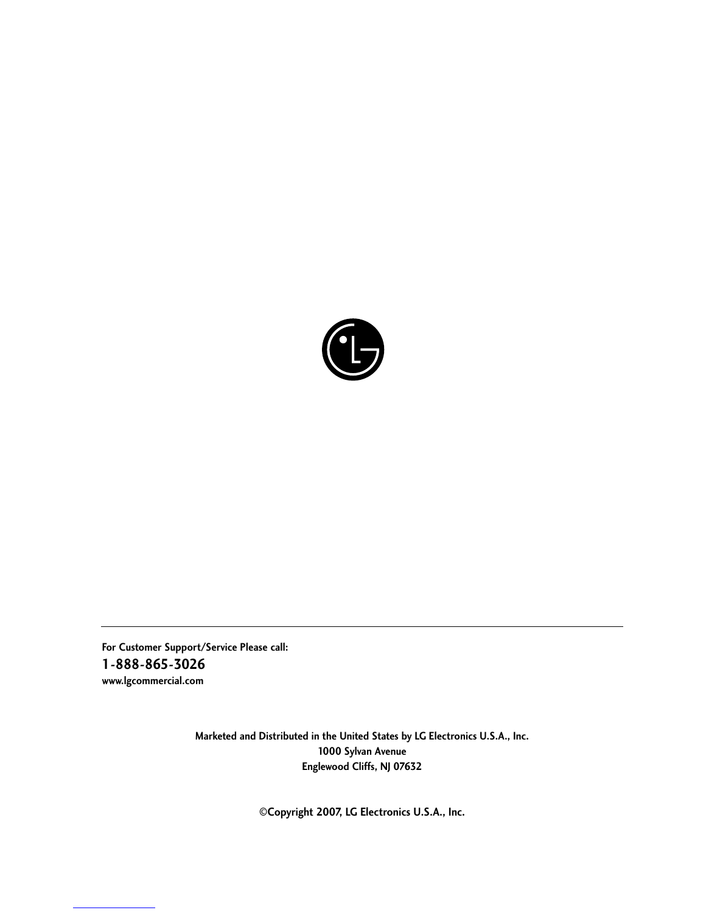For Customer Support/Service Please call:

**1-888-865-3026**

www.lgcommercial.com

Marketed and Distributed in the United States by LG Electronics U.S.A., Inc.
1000 Sylvan Avenue
Englewood Cliffs, NJ 07632

©Copyright 2007, LG Electronics U.S.A., Inc.